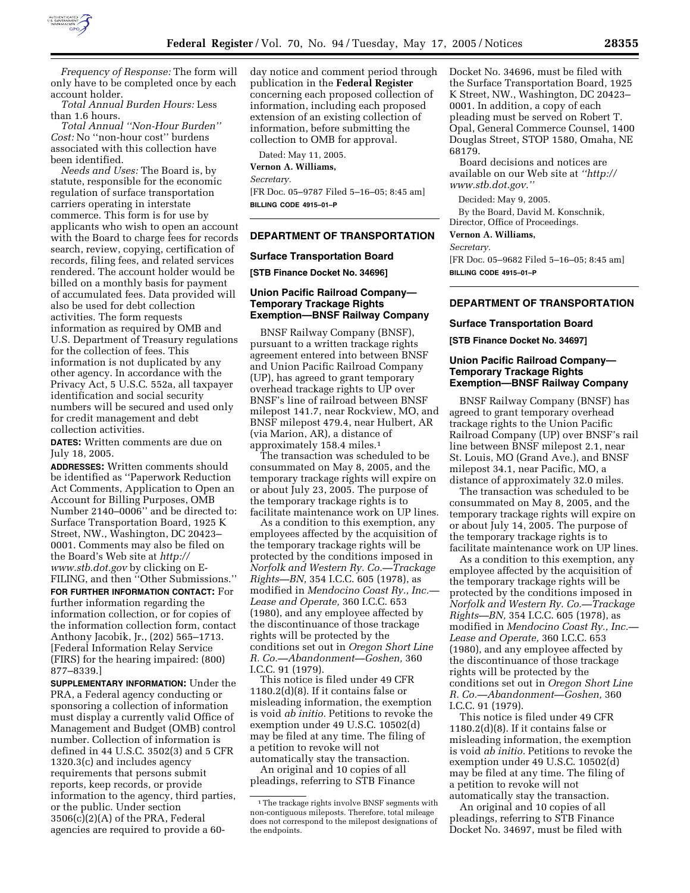*Frequency of Response:* The form will only have to be completed once by each account holder.

*Total Annual Burden Hours:* Less than 1.6 hours.

*Total Annual "Non-Hour Burden" Cost:* No "non-hour cost" burdens associated with this collection have been identified.

*Needs and Uses:* The Board is, by statute, responsible for the economic regulation of surface transportation carriers operating in interstate commerce. This form is for use by applicants who wish to open an account with the Board to charge fees for records search, review, copying, certification of records, filing fees, and related services rendered. The account holder would be billed on a monthly basis for payment of accumulated fees. Data provided will also be used for debt collection activities. The form requests information as required by OMB and U.S. Department of Treasury regulations for the collection of fees. This information is not duplicated by any other agency. In accordance with the Privacy Act, 5 U.S.C. 552a, all taxpayer identification and social security numbers will be secured and used only for credit management and debt collection activities.

**DATES:** Written comments are due on July 18, 2005.

**ADDRESSES:** Written comments should be identified as "Paperwork Reduction Act Comments, Application to Open an Account for Billing Purposes, OMB Number 2140–0006" and be directed to: Surface Transportation Board, 1925 K Street, NW., Washington, DC 20423–0001. Comments may also be filed on the Board's Web site at *http://www.stb.dot.gov* by clicking on E-FILING, and then "Other Submissions."

**FOR FURTHER INFORMATION CONTACT:** For further information regarding the information collection, or for copies of the information collection form, contact Anthony Jacobik, Jr., (202) 565–1713. [Federal Information Relay Service (FIRS) for the hearing impaired: (800) 877–8339.]

**SUPPLEMENTARY INFORMATION:** Under the PRA, a Federal agency conducting or sponsoring a collection of information must display a currently valid Office of Management and Budget (OMB) control number. Collection of information is defined in 44 U.S.C. 3502(3) and 5 CFR 1320.3(c) and includes agency requirements that persons submit reports, keep records, or provide information to the agency, third parties, or the public. Under section 3506(c)(2)(A) of the PRA, Federal agencies are required to provide a 60-day notice and comment period through publication in the **Federal Register** concerning each proposed collection of information, including each proposed extension of an existing collection of information, before submitting the collection to OMB for approval.

Dated: May 11, 2005.

**Vernon A. Williams,**

*Secretary.*

[FR Doc. 05–9787 Filed 5–16–05; 8:45 am]

**BILLING CODE 4915–01–P**

---

## DEPARTMENT OF TRANSPORTATION

### Surface Transportation Board

**[STB Finance Docket No. 34696]**

### Union Pacific Railroad Company—Temporary Trackage Rights Exemption—BNSF Railway Company

BNSF Railway Company (BNSF), pursuant to a written trackage rights agreement entered into between BNSF and Union Pacific Railroad Company (UP), has agreed to grant temporary overhead trackage rights to UP over BNSF's line of railroad between BNSF milepost 141.7, near Rockview, MO, and BNSF milepost 479.4, near Hulbert, AR (via Marion, AR), a distance of approximately 158.4 miles.[1]

The transaction was scheduled to be consummated on May 8, 2005, and the temporary trackage rights will expire on or about July 23, 2005. The purpose of the temporary trackage rights is to facilitate maintenance work on UP lines.

As a condition to this exemption, any employees affected by the acquisition of the temporary trackage rights will be protected by the conditions imposed in *Norfolk and Western Ry. Co.—Trackage Rights—BN,* 354 I.C.C. 605 (1978), as modified in *Mendocino Coast Ry., Inc.—Lease and Operate,* 360 I.C.C. 653 (1980), and any employee affected by the discontinuance of those trackage rights will be protected by the conditions set out in *Oregon Short Line R. Co.—Abandonment—Goshen,* 360 I.C.C. 91 (1979).

This notice is filed under 49 CFR 1180.2(d)(8). If it contains false or misleading information, the exemption is void *ab initio.* Petitions to revoke the exemption under 49 U.S.C. 10502(d) may be filed at any time. The filing of a petition to revoke will not automatically stay the transaction.

An original and 10 copies of all pleadings, referring to STB Finance Docket No. 34696, must be filed with the Surface Transportation Board, 1925 K Street, NW., Washington, DC 20423–0001. In addition, a copy of each pleading must be served on Robert T. Opal, General Commerce Counsel, 1400 Douglas Street, STOP 1580, Omaha, NE 68179.

Board decisions and notices are available on our Web site at *"http://www.stb.dot.gov."*

Decided: May 9, 2005.

By the Board, David M. Konschnik, Director, Office of Proceedings.

**Vernon A. Williams,**

*Secretary.*

[FR Doc. 05–9682 Filed 5–16–05; 8:45 am]

**BILLING CODE 4915–01–P**

[1] The trackage rights involve BNSF segments with non-contiguous mileposts. Therefore, total mileage does not correspond to the milepost designations of the endpoints.

---

## DEPARTMENT OF TRANSPORTATION

### Surface Transportation Board

**[STB Finance Docket No. 34697]**

### Union Pacific Railroad Company—Temporary Trackage Rights Exemption—BNSF Railway Company

BNSF Railway Company (BNSF) has agreed to grant temporary overhead trackage rights to the Union Pacific Railroad Company (UP) over BNSF's rail line between BNSF milepost 2.1, near St. Louis, MO (Grand Ave.), and BNSF milepost 34.1, near Pacific, MO, a distance of approximately 32.0 miles.

The transaction was scheduled to be consummated on May 8, 2005, and the temporary trackage rights will expire on or about July 14, 2005. The purpose of the temporary trackage rights is to facilitate maintenance work on UP lines.

As a condition to this exemption, any employee affected by the acquisition of the temporary trackage rights will be protected by the conditions imposed in *Norfolk and Western Ry. Co.—Trackage Rights—BN,* 354 I.C.C. 605 (1978), as modified in *Mendocino Coast Ry., Inc.—Lease and Operate,* 360 I.C.C. 653 (1980), and any employee affected by the discontinuance of those trackage rights will be protected by the conditions set out in *Oregon Short Line R. Co.—Abandonment—Goshen,* 360 I.C.C. 91 (1979).

This notice is filed under 49 CFR 1180.2(d)(8). If it contains false or misleading information, the exemption is void *ab initio.* Petitions to revoke the exemption under 49 U.S.C. 10502(d) may be filed at any time. The filing of a petition to revoke will not automatically stay the transaction.

An original and 10 copies of all pleadings, referring to STB Finance Docket No. 34697, must be filed with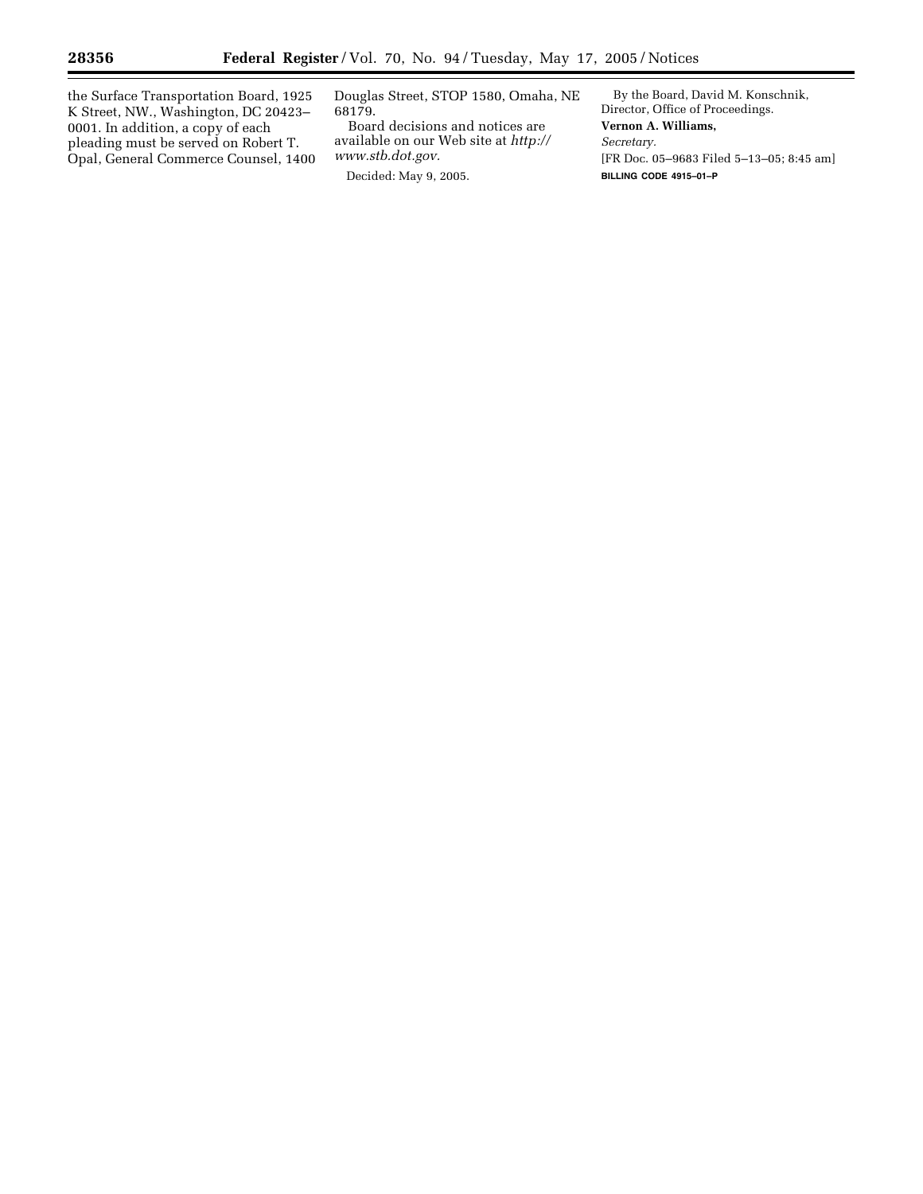the Surface Transportation Board, 1925 K Street, NW., Washington, DC 20423–0001. In addition, a copy of each pleading must be served on Robert T. Opal, General Commerce Counsel, 1400 Douglas Street, STOP 1580, Omaha, NE 68179.

Board decisions and notices are available on our Web site at *http://www.stb.dot.gov.*

Decided: May 9, 2005.

By the Board, David M. Konschnik, Director, Office of Proceedings.

**Vernon A. Williams,**

*Secretary.*

[FR Doc. 05–9683 Filed 5–13–05; 8:45 am]

**BILLING CODE 4915–01–P**